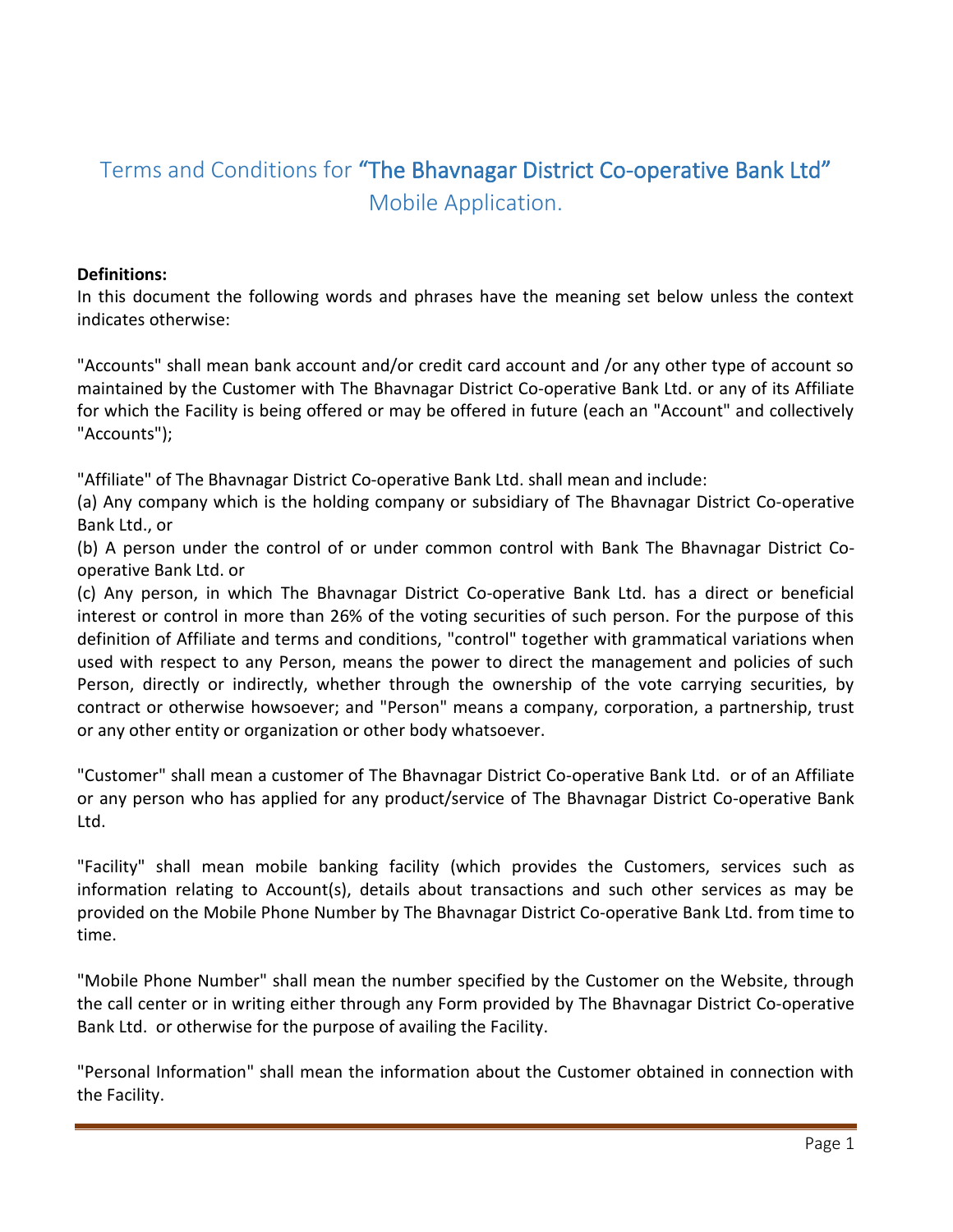# Terms and Conditions for "The Bhavnagar District Co-operative Bank Ltd" Mobile Application.

**Definitions:**

In this document the following words and phrases have the meaning set below unless the context indicates otherwise:

"Accounts" shall mean bank account and/or credit card account and /or any other type of account so maintained by the Customer with The Bhavnagar District Co-operative Bank Ltd. or any of its Affiliate for which the Facility is being offered or may be offered in future (each an "Account" and collectively "Accounts");

"Affiliate" of The Bhavnagar District Co-operative Bank Ltd. shall mean and include:

(a) Any company which is the holding company or subsidiary of The Bhavnagar District Co-operative Bank Ltd., or

(b) A person under the control of or under common control with Bank The Bhavnagar District Co-operative Bank Ltd. or

(c) Any person, in which The Bhavnagar District Co-operative Bank Ltd. has a direct or beneficial interest or control in more than 26% of the voting securities of such person. For the purpose of this definition of Affiliate and terms and conditions, "control" together with grammatical variations when used with respect to any Person, means the power to direct the management and policies of such Person, directly or indirectly, whether through the ownership of the vote carrying securities, by contract or otherwise howsoever; and "Person" means a company, corporation, a partnership, trust or any other entity or organization or other body whatsoever.

"Customer" shall mean a customer of The Bhavnagar District Co-operative Bank Ltd. or of an Affiliate or any person who has applied for any product/service of The Bhavnagar District Co-operative Bank Ltd.

"Facility" shall mean mobile banking facility (which provides the Customers, services such as information relating to Account(s), details about transactions and such other services as may be provided on the Mobile Phone Number by The Bhavnagar District Co-operative Bank Ltd. from time to time.

"Mobile Phone Number" shall mean the number specified by the Customer on the Website, through the call center or in writing either through any Form provided by The Bhavnagar District Co-operative Bank Ltd. or otherwise for the purpose of availing the Facility.

"Personal Information" shall mean the information about the Customer obtained in connection with the Facility.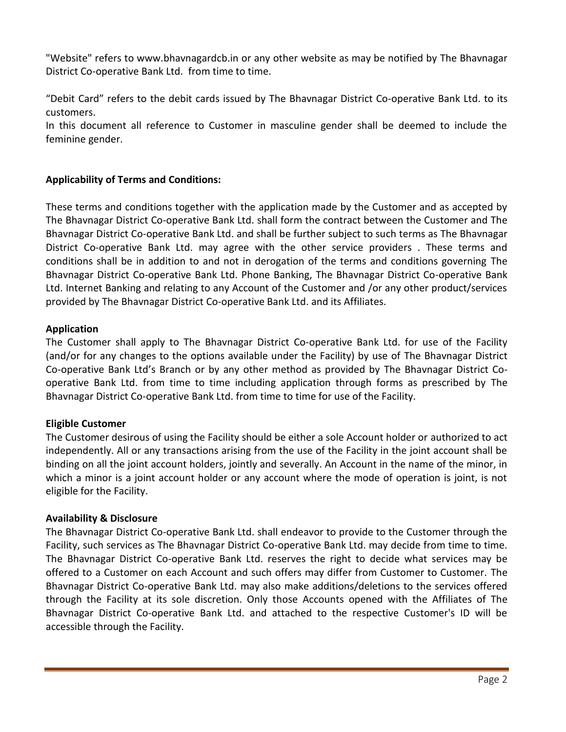"Website" refers to www.bhavnagardcb.in or any other website as may be notified by The Bhavnagar District Co-operative Bank Ltd. from time to time.

“Debit Card” refers to the debit cards issued by The Bhavnagar District Co-operative Bank Ltd. to its customers.

In this document all reference to Customer in masculine gender shall be deemed to include the feminine gender.

**Applicability of Terms and Conditions:**

These terms and conditions together with the application made by the Customer and as accepted by The Bhavnagar District Co-operative Bank Ltd. shall form the contract between the Customer and The Bhavnagar District Co-operative Bank Ltd. and shall be further subject to such terms as The Bhavnagar District Co-operative Bank Ltd. may agree with the other service providers . These terms and conditions shall be in addition to and not in derogation of the terms and conditions governing The Bhavnagar District Co-operative Bank Ltd. Phone Banking, The Bhavnagar District Co-operative Bank Ltd. Internet Banking and relating to any Account of the Customer and /or any other product/services provided by The Bhavnagar District Co-operative Bank Ltd. and its Affiliates.

**Application**

The Customer shall apply to The Bhavnagar District Co-operative Bank Ltd. for use of the Facility (and/or for any changes to the options available under the Facility) by use of The Bhavnagar District Co-operative Bank Ltd’s Branch or by any other method as provided by The Bhavnagar District Co-operative Bank Ltd. from time to time including application through forms as prescribed by The Bhavnagar District Co-operative Bank Ltd. from time to time for use of the Facility.

**Eligible Customer**

The Customer desirous of using the Facility should be either a sole Account holder or authorized to act independently. All or any transactions arising from the use of the Facility in the joint account shall be binding on all the joint account holders, jointly and severally. An Account in the name of the minor, in which a minor is a joint account holder or any account where the mode of operation is joint, is not eligible for the Facility.

**Availability & Disclosure**

The Bhavnagar District Co-operative Bank Ltd. shall endeavor to provide to the Customer through the Facility, such services as The Bhavnagar District Co-operative Bank Ltd. may decide from time to time. The Bhavnagar District Co-operative Bank Ltd. reserves the right to decide what services may be offered to a Customer on each Account and such offers may differ from Customer to Customer. The Bhavnagar District Co-operative Bank Ltd. may also make additions/deletions to the services offered through the Facility at its sole discretion. Only those Accounts opened with the Affiliates of The Bhavnagar District Co-operative Bank Ltd. and attached to the respective Customer's ID will be accessible through the Facility.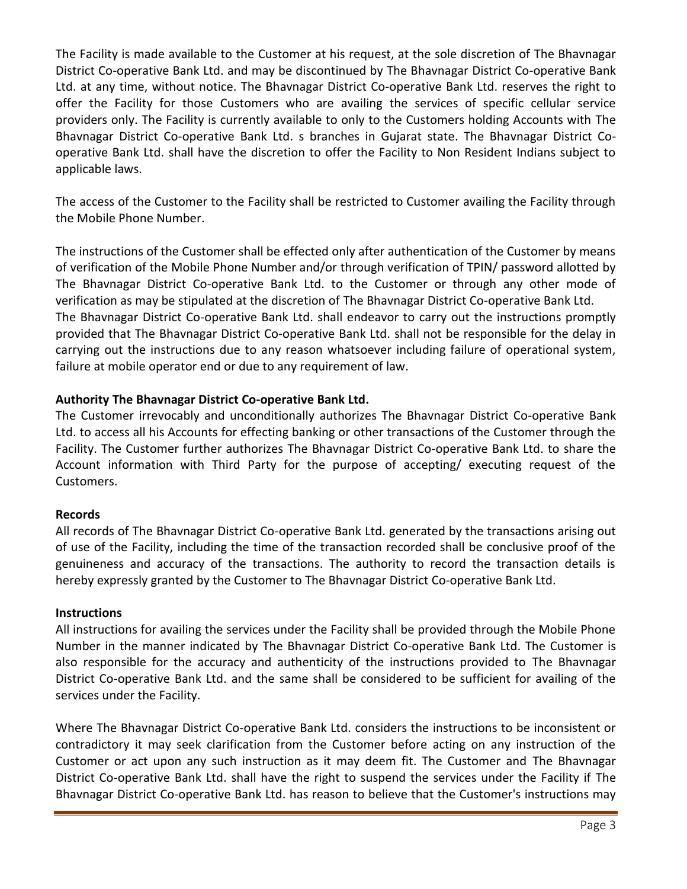The Facility is made available to the Customer at his request, at the sole discretion of The Bhavnagar District Co-operative Bank Ltd. and may be discontinued by The Bhavnagar District Co-operative Bank Ltd. at any time, without notice. The Bhavnagar District Co-operative Bank Ltd. reserves the right to offer the Facility for those Customers who are availing the services of specific cellular service providers only. The Facility is currently available to only to the Customers holding Accounts with The Bhavnagar District Co-operative Bank Ltd. s branches in Gujarat state. The Bhavnagar District Co-operative Bank Ltd. shall have the discretion to offer the Facility to Non Resident Indians subject to applicable laws.

The access of the Customer to the Facility shall be restricted to Customer availing the Facility through the Mobile Phone Number.

The instructions of the Customer shall be effected only after authentication of the Customer by means of verification of the Mobile Phone Number and/or through verification of TPIN/ password allotted by The Bhavnagar District Co-operative Bank Ltd. to the Customer or through any other mode of verification as may be stipulated at the discretion of The Bhavnagar District Co-operative Bank Ltd.
The Bhavnagar District Co-operative Bank Ltd. shall endeavor to carry out the instructions promptly provided that The Bhavnagar District Co-operative Bank Ltd. shall not be responsible for the delay in carrying out the instructions due to any reason whatsoever including failure of operational system, failure at mobile operator end or due to any requirement of law.

**Authority The Bhavnagar District Co-operative Bank Ltd.**

The Customer irrevocably and unconditionally authorizes The Bhavnagar District Co-operative Bank Ltd. to access all his Accounts for effecting banking or other transactions of the Customer through the Facility. The Customer further authorizes The Bhavnagar District Co-operative Bank Ltd. to share the Account information with Third Party for the purpose of accepting/ executing request of the Customers.

**Records**

All records of The Bhavnagar District Co-operative Bank Ltd. generated by the transactions arising out of use of the Facility, including the time of the transaction recorded shall be conclusive proof of the genuineness and accuracy of the transactions. The authority to record the transaction details is hereby expressly granted by the Customer to The Bhavnagar District Co-operative Bank Ltd.

**Instructions**

All instructions for availing the services under the Facility shall be provided through the Mobile Phone Number in the manner indicated by The Bhavnagar District Co-operative Bank Ltd. The Customer is also responsible for the accuracy and authenticity of the instructions provided to The Bhavnagar District Co-operative Bank Ltd. and the same shall be considered to be sufficient for availing of the services under the Facility.

Where The Bhavnagar District Co-operative Bank Ltd. considers the instructions to be inconsistent or contradictory it may seek clarification from the Customer before acting on any instruction of the Customer or act upon any such instruction as it may deem fit. The Customer and The Bhavnagar District Co-operative Bank Ltd. shall have the right to suspend the services under the Facility if The Bhavnagar District Co-operative Bank Ltd. has reason to believe that the Customer's instructions may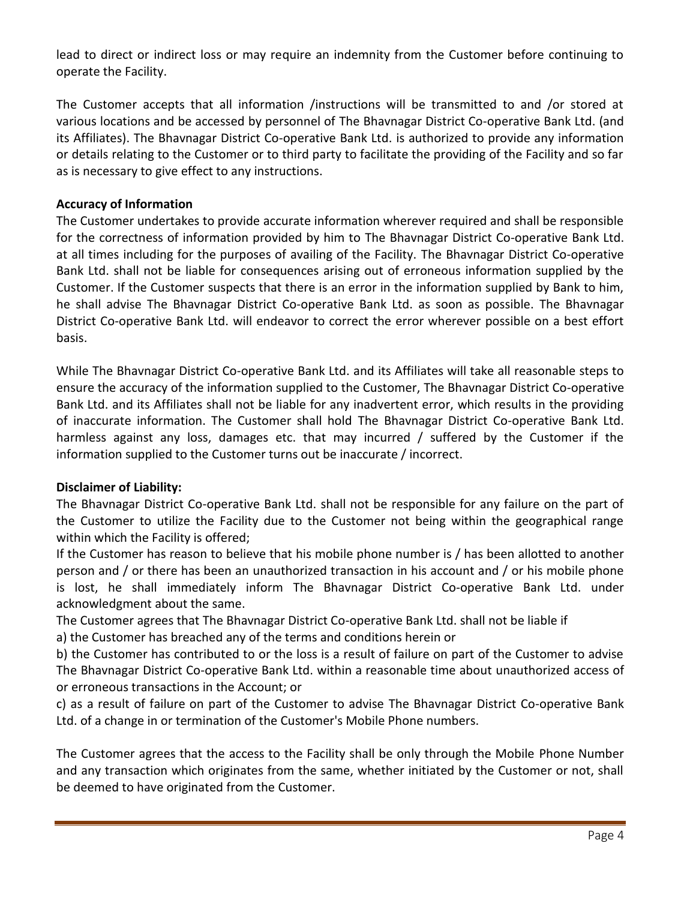lead to direct or indirect loss or may require an indemnity from the Customer before continuing to operate the Facility.

The Customer accepts that all information /instructions will be transmitted to and /or stored at various locations and be accessed by personnel of The Bhavnagar District Co-operative Bank Ltd. (and its Affiliates). The Bhavnagar District Co-operative Bank Ltd. is authorized to provide any information or details relating to the Customer or to third party to facilitate the providing of the Facility and so far as is necessary to give effect to any instructions.

**Accuracy of Information**

The Customer undertakes to provide accurate information wherever required and shall be responsible for the correctness of information provided by him to The Bhavnagar District Co-operative Bank Ltd. at all times including for the purposes of availing of the Facility. The Bhavnagar District Co-operative Bank Ltd. shall not be liable for consequences arising out of erroneous information supplied by the Customer. If the Customer suspects that there is an error in the information supplied by Bank to him, he shall advise The Bhavnagar District Co-operative Bank Ltd. as soon as possible. The Bhavnagar District Co-operative Bank Ltd. will endeavor to correct the error wherever possible on a best effort basis.

While The Bhavnagar District Co-operative Bank Ltd. and its Affiliates will take all reasonable steps to ensure the accuracy of the information supplied to the Customer, The Bhavnagar District Co-operative Bank Ltd. and its Affiliates shall not be liable for any inadvertent error, which results in the providing of inaccurate information. The Customer shall hold The Bhavnagar District Co-operative Bank Ltd. harmless against any loss, damages etc. that may incurred / suffered by the Customer if the information supplied to the Customer turns out be inaccurate / incorrect.

**Disclaimer of Liability:**

The Bhavnagar District Co-operative Bank Ltd. shall not be responsible for any failure on the part of the Customer to utilize the Facility due to the Customer not being within the geographical range within which the Facility is offered;

If the Customer has reason to believe that his mobile phone number is / has been allotted to another person and / or there has been an unauthorized transaction in his account and / or his mobile phone is lost, he shall immediately inform The Bhavnagar District Co-operative Bank Ltd. under acknowledgment about the same.

The Customer agrees that The Bhavnagar District Co-operative Bank Ltd. shall not be liable if

a) the Customer has breached any of the terms and conditions herein or

b) the Customer has contributed to or the loss is a result of failure on part of the Customer to advise The Bhavnagar District Co-operative Bank Ltd. within a reasonable time about unauthorized access of or erroneous transactions in the Account; or

c) as a result of failure on part of the Customer to advise The Bhavnagar District Co-operative Bank Ltd. of a change in or termination of the Customer's Mobile Phone numbers.

The Customer agrees that the access to the Facility shall be only through the Mobile Phone Number and any transaction which originates from the same, whether initiated by the Customer or not, shall be deemed to have originated from the Customer.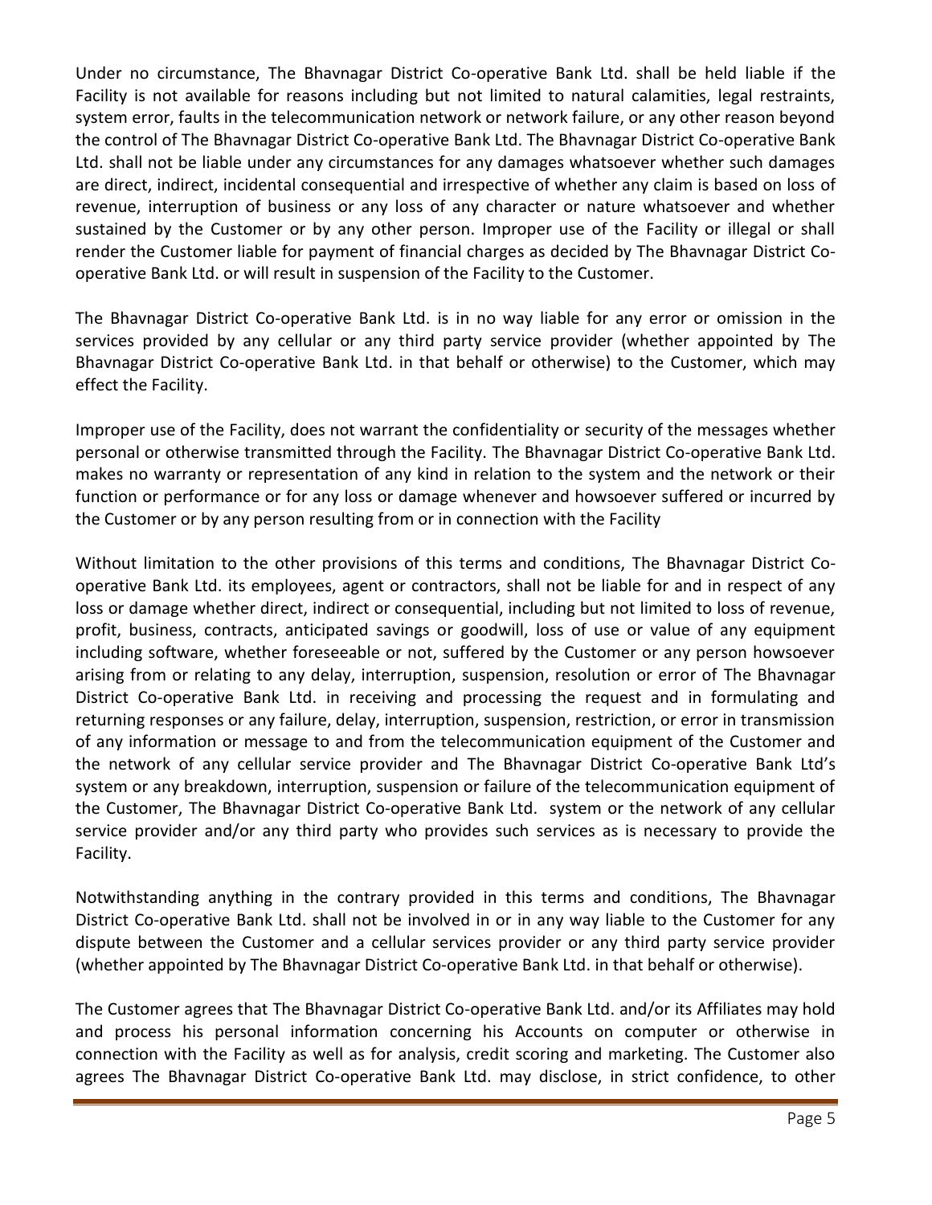Under no circumstance, The Bhavnagar District Co-operative Bank Ltd. shall be held liable if the Facility is not available for reasons including but not limited to natural calamities, legal restraints, system error, faults in the telecommunication network or network failure, or any other reason beyond the control of The Bhavnagar District Co-operative Bank Ltd. The Bhavnagar District Co-operative Bank Ltd. shall not be liable under any circumstances for any damages whatsoever whether such damages are direct, indirect, incidental consequential and irrespective of whether any claim is based on loss of revenue, interruption of business or any loss of any character or nature whatsoever and whether sustained by the Customer or by any other person. Improper use of the Facility or illegal or shall render the Customer liable for payment of financial charges as decided by The Bhavnagar District Co-operative Bank Ltd. or will result in suspension of the Facility to the Customer.

The Bhavnagar District Co-operative Bank Ltd. is in no way liable for any error or omission in the services provided by any cellular or any third party service provider (whether appointed by The Bhavnagar District Co-operative Bank Ltd. in that behalf or otherwise) to the Customer, which may effect the Facility.

Improper use of the Facility, does not warrant the confidentiality or security of the messages whether personal or otherwise transmitted through the Facility. The Bhavnagar District Co-operative Bank Ltd. makes no warranty or representation of any kind in relation to the system and the network or their function or performance or for any loss or damage whenever and howsoever suffered or incurred by the Customer or by any person resulting from or in connection with the Facility

Without limitation to the other provisions of this terms and conditions, The Bhavnagar District Co-operative Bank Ltd. its employees, agent or contractors, shall not be liable for and in respect of any loss or damage whether direct, indirect or consequential, including but not limited to loss of revenue, profit, business, contracts, anticipated savings or goodwill, loss of use or value of any equipment including software, whether foreseeable or not, suffered by the Customer or any person howsoever arising from or relating to any delay, interruption, suspension, resolution or error of The Bhavnagar District Co-operative Bank Ltd. in receiving and processing the request and in formulating and returning responses or any failure, delay, interruption, suspension, restriction, or error in transmission of any information or message to and from the telecommunication equipment of the Customer and the network of any cellular service provider and The Bhavnagar District Co-operative Bank Ltd's system or any breakdown, interruption, suspension or failure of the telecommunication equipment of the Customer, The Bhavnagar District Co-operative Bank Ltd. system or the network of any cellular service provider and/or any third party who provides such services as is necessary to provide the Facility.

Notwithstanding anything in the contrary provided in this terms and conditions, The Bhavnagar District Co-operative Bank Ltd. shall not be involved in or in any way liable to the Customer for any dispute between the Customer and a cellular services provider or any third party service provider (whether appointed by The Bhavnagar District Co-operative Bank Ltd. in that behalf or otherwise).

The Customer agrees that The Bhavnagar District Co-operative Bank Ltd. and/or its Affiliates may hold and process his personal information concerning his Accounts on computer or otherwise in connection with the Facility as well as for analysis, credit scoring and marketing. The Customer also agrees The Bhavnagar District Co-operative Bank Ltd. may disclose, in strict confidence, to other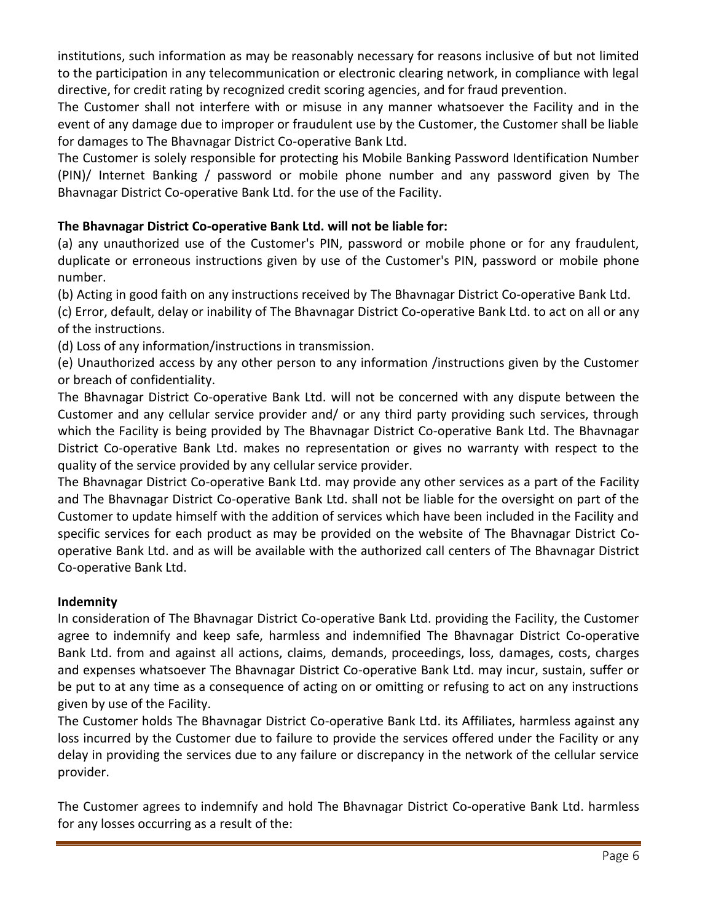institutions, such information as may be reasonably necessary for reasons inclusive of but not limited to the participation in any telecommunication or electronic clearing network, in compliance with legal directive, for credit rating by recognized credit scoring agencies, and for fraud prevention.

The Customer shall not interfere with or misuse in any manner whatsoever the Facility and in the event of any damage due to improper or fraudulent use by the Customer, the Customer shall be liable for damages to The Bhavnagar District Co-operative Bank Ltd.

The Customer is solely responsible for protecting his Mobile Banking Password Identification Number (PIN)/ Internet Banking / password or mobile phone number and any password given by The Bhavnagar District Co-operative Bank Ltd. for the use of the Facility.

**The Bhavnagar District Co-operative Bank Ltd. will not be liable for:**

(a) any unauthorized use of the Customer's PIN, password or mobile phone or for any fraudulent, duplicate or erroneous instructions given by use of the Customer's PIN, password or mobile phone number.

(b) Acting in good faith on any instructions received by The Bhavnagar District Co-operative Bank Ltd.

(c) Error, default, delay or inability of The Bhavnagar District Co-operative Bank Ltd. to act on all or any of the instructions.

(d) Loss of any information/instructions in transmission.

(e) Unauthorized access by any other person to any information /instructions given by the Customer or breach of confidentiality.

The Bhavnagar District Co-operative Bank Ltd. will not be concerned with any dispute between the Customer and any cellular service provider and/ or any third party providing such services, through which the Facility is being provided by The Bhavnagar District Co-operative Bank Ltd. The Bhavnagar District Co-operative Bank Ltd. makes no representation or gives no warranty with respect to the quality of the service provided by any cellular service provider.

The Bhavnagar District Co-operative Bank Ltd. may provide any other services as a part of the Facility and The Bhavnagar District Co-operative Bank Ltd. shall not be liable for the oversight on part of the Customer to update himself with the addition of services which have been included in the Facility and specific services for each product as may be provided on the website of The Bhavnagar District Co-operative Bank Ltd. and as will be available with the authorized call centers of The Bhavnagar District Co-operative Bank Ltd.

**Indemnity**

In consideration of The Bhavnagar District Co-operative Bank Ltd. providing the Facility, the Customer agree to indemnify and keep safe, harmless and indemnified The Bhavnagar District Co-operative Bank Ltd. from and against all actions, claims, demands, proceedings, loss, damages, costs, charges and expenses whatsoever The Bhavnagar District Co-operative Bank Ltd. may incur, sustain, suffer or be put to at any time as a consequence of acting on or omitting or refusing to act on any instructions given by use of the Facility.

The Customer holds The Bhavnagar District Co-operative Bank Ltd. its Affiliates, harmless against any loss incurred by the Customer due to failure to provide the services offered under the Facility or any delay in providing the services due to any failure or discrepancy in the network of the cellular service provider.

The Customer agrees to indemnify and hold The Bhavnagar District Co-operative Bank Ltd. harmless for any losses occurring as a result of the: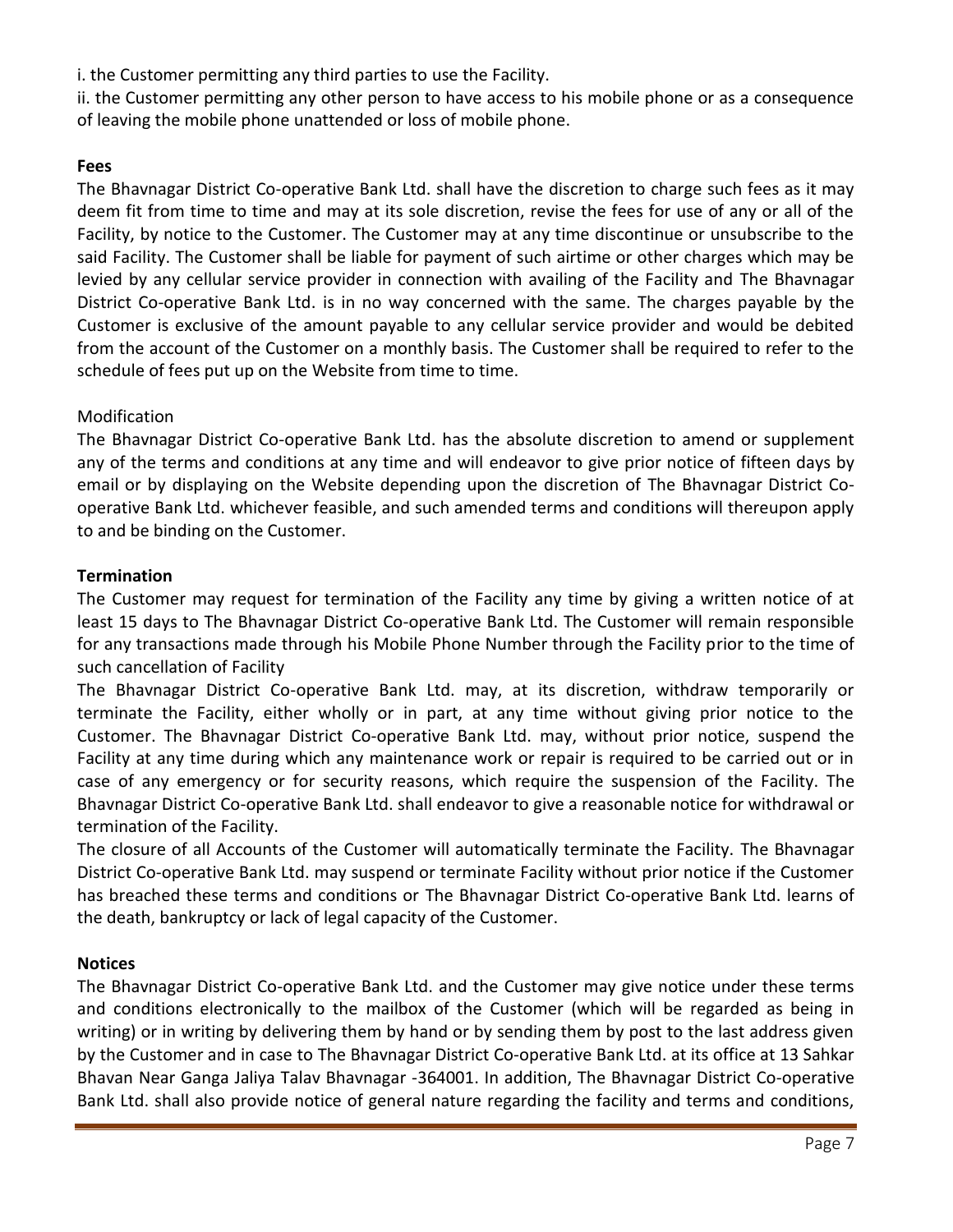i. the Customer permitting any third parties to use the Facility.

ii. the Customer permitting any other person to have access to his mobile phone or as a consequence of leaving the mobile phone unattended or loss of mobile phone.

**Fees**

The Bhavnagar District Co-operative Bank Ltd. shall have the discretion to charge such fees as it may deem fit from time to time and may at its sole discretion, revise the fees for use of any or all of the Facility, by notice to the Customer. The Customer may at any time discontinue or unsubscribe to the said Facility. The Customer shall be liable for payment of such airtime or other charges which may be levied by any cellular service provider in connection with availing of the Facility and The Bhavnagar District Co-operative Bank Ltd. is in no way concerned with the same. The charges payable by the Customer is exclusive of the amount payable to any cellular service provider and would be debited from the account of the Customer on a monthly basis. The Customer shall be required to refer to the schedule of fees put up on the Website from time to time.

Modification

The Bhavnagar District Co-operative Bank Ltd. has the absolute discretion to amend or supplement any of the terms and conditions at any time and will endeavor to give prior notice of fifteen days by email or by displaying on the Website depending upon the discretion of The Bhavnagar District Co-operative Bank Ltd. whichever feasible, and such amended terms and conditions will thereupon apply to and be binding on the Customer.

**Termination**

The Customer may request for termination of the Facility any time by giving a written notice of at least 15 days to The Bhavnagar District Co-operative Bank Ltd. The Customer will remain responsible for any transactions made through his Mobile Phone Number through the Facility prior to the time of such cancellation of Facility

The Bhavnagar District Co-operative Bank Ltd. may, at its discretion, withdraw temporarily or terminate the Facility, either wholly or in part, at any time without giving prior notice to the Customer. The Bhavnagar District Co-operative Bank Ltd. may, without prior notice, suspend the Facility at any time during which any maintenance work or repair is required to be carried out or in case of any emergency or for security reasons, which require the suspension of the Facility. The Bhavnagar District Co-operative Bank Ltd. shall endeavor to give a reasonable notice for withdrawal or termination of the Facility.

The closure of all Accounts of the Customer will automatically terminate the Facility. The Bhavnagar District Co-operative Bank Ltd. may suspend or terminate Facility without prior notice if the Customer has breached these terms and conditions or The Bhavnagar District Co-operative Bank Ltd. learns of the death, bankruptcy or lack of legal capacity of the Customer.

**Notices**

The Bhavnagar District Co-operative Bank Ltd. and the Customer may give notice under these terms and conditions electronically to the mailbox of the Customer (which will be regarded as being in writing) or in writing by delivering them by hand or by sending them by post to the last address given by the Customer and in case to The Bhavnagar District Co-operative Bank Ltd. at its office at 13 Sahkar Bhavan Near Ganga Jaliya Talav Bhavnagar -364001. In addition, The Bhavnagar District Co-operative Bank Ltd. shall also provide notice of general nature regarding the facility and terms and conditions,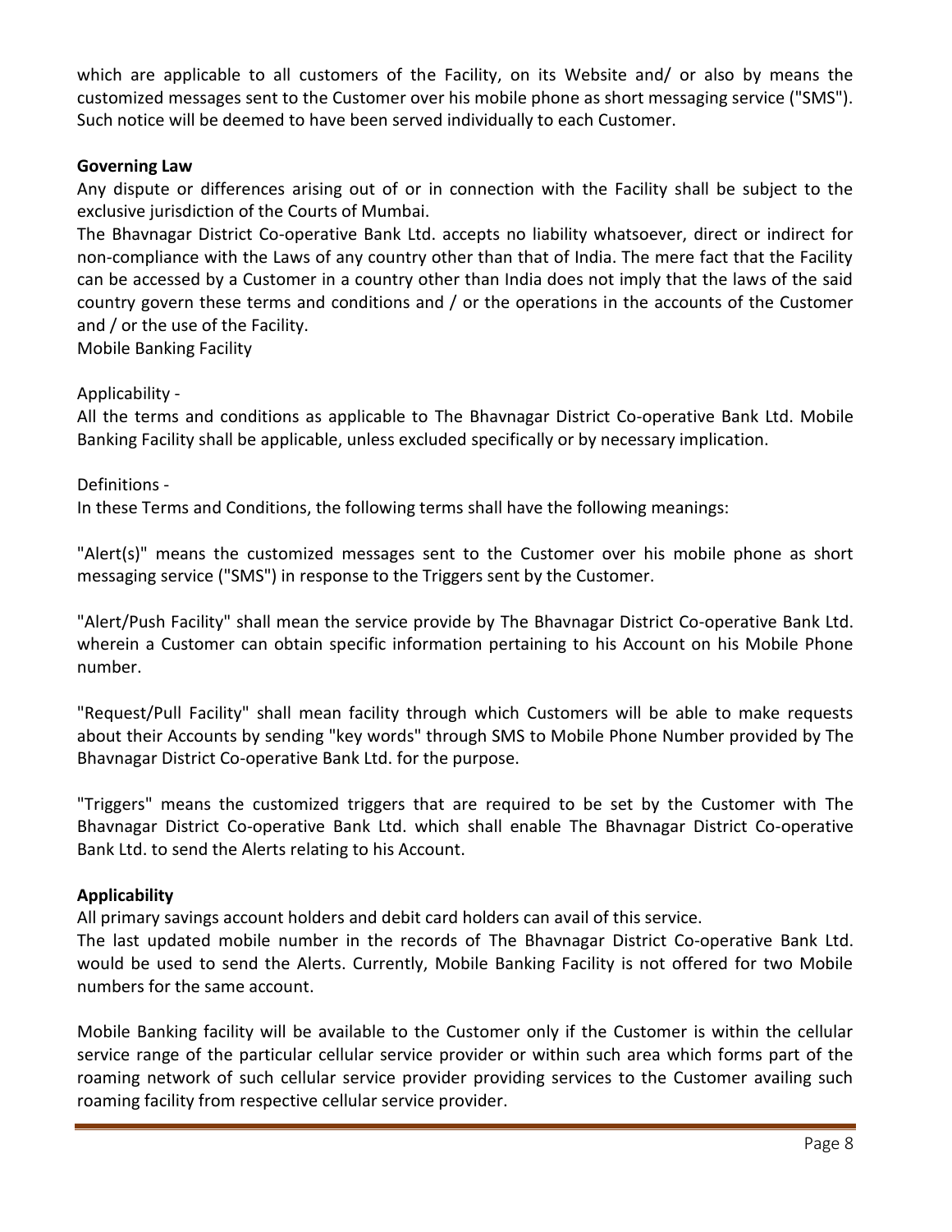which are applicable to all customers of the Facility, on its Website and/ or also by means the customized messages sent to the Customer over his mobile phone as short messaging service ("SMS"). Such notice will be deemed to have been served individually to each Customer.

**Governing Law**

Any dispute or differences arising out of or in connection with the Facility shall be subject to the exclusive jurisdiction of the Courts of Mumbai.

The Bhavnagar District Co-operative Bank Ltd. accepts no liability whatsoever, direct or indirect for non-compliance with the Laws of any country other than that of India. The mere fact that the Facility can be accessed by a Customer in a country other than India does not imply that the laws of the said country govern these terms and conditions and / or the operations in the accounts of the Customer and / or the use of the Facility.

Mobile Banking Facility

Applicability -

All the terms and conditions as applicable to The Bhavnagar District Co-operative Bank Ltd. Mobile Banking Facility shall be applicable, unless excluded specifically or by necessary implication.

Definitions -

In these Terms and Conditions, the following terms shall have the following meanings:

"Alert(s)" means the customized messages sent to the Customer over his mobile phone as short messaging service ("SMS") in response to the Triggers sent by the Customer.

"Alert/Push Facility" shall mean the service provide by The Bhavnagar District Co-operative Bank Ltd. wherein a Customer can obtain specific information pertaining to his Account on his Mobile Phone number.

"Request/Pull Facility" shall mean facility through which Customers will be able to make requests about their Accounts by sending "key words" through SMS to Mobile Phone Number provided by The Bhavnagar District Co-operative Bank Ltd. for the purpose.

"Triggers" means the customized triggers that are required to be set by the Customer with The Bhavnagar District Co-operative Bank Ltd. which shall enable The Bhavnagar District Co-operative Bank Ltd. to send the Alerts relating to his Account.

**Applicability**

All primary savings account holders and debit card holders can avail of this service.

The last updated mobile number in the records of The Bhavnagar District Co-operative Bank Ltd. would be used to send the Alerts. Currently, Mobile Banking Facility is not offered for two Mobile numbers for the same account.

Mobile Banking facility will be available to the Customer only if the Customer is within the cellular service range of the particular cellular service provider or within such area which forms part of the roaming network of such cellular service provider providing services to the Customer availing such roaming facility from respective cellular service provider.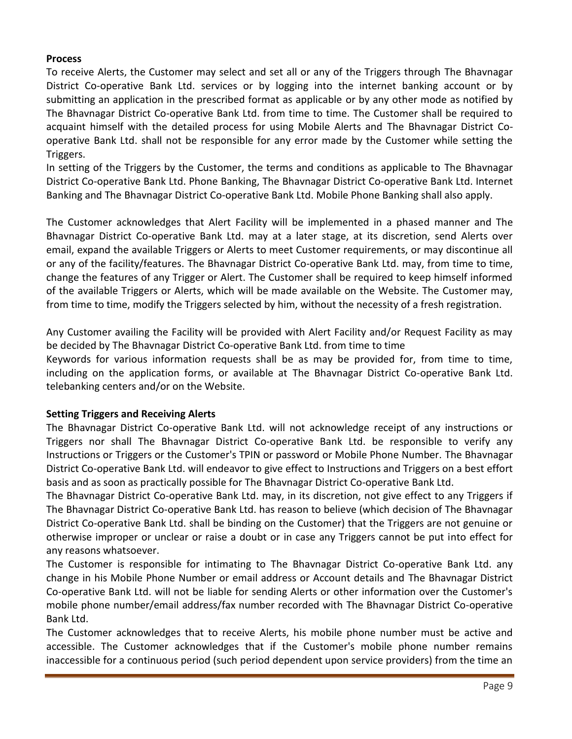**Process**

To receive Alerts, the Customer may select and set all or any of the Triggers through The Bhavnagar District Co-operative Bank Ltd. services or by logging into the internet banking account or by submitting an application in the prescribed format as applicable or by any other mode as notified by The Bhavnagar District Co-operative Bank Ltd. from time to time. The Customer shall be required to acquaint himself with the detailed process for using Mobile Alerts and The Bhavnagar District Co-operative Bank Ltd. shall not be responsible for any error made by the Customer while setting the Triggers.

In setting of the Triggers by the Customer, the terms and conditions as applicable to The Bhavnagar District Co-operative Bank Ltd. Phone Banking, The Bhavnagar District Co-operative Bank Ltd. Internet Banking and The Bhavnagar District Co-operative Bank Ltd. Mobile Phone Banking shall also apply.

The Customer acknowledges that Alert Facility will be implemented in a phased manner and The Bhavnagar District Co-operative Bank Ltd. may at a later stage, at its discretion, send Alerts over email, expand the available Triggers or Alerts to meet Customer requirements, or may discontinue all or any of the facility/features. The Bhavnagar District Co-operative Bank Ltd. may, from time to time, change the features of any Trigger or Alert. The Customer shall be required to keep himself informed of the available Triggers or Alerts, which will be made available on the Website. The Customer may, from time to time, modify the Triggers selected by him, without the necessity of a fresh registration.

Any Customer availing the Facility will be provided with Alert Facility and/or Request Facility as may be decided by The Bhavnagar District Co-operative Bank Ltd. from time to time

Keywords for various information requests shall be as may be provided for, from time to time, including on the application forms, or available at The Bhavnagar District Co-operative Bank Ltd. telebanking centers and/or on the Website.

**Setting Triggers and Receiving Alerts**

The Bhavnagar District Co-operative Bank Ltd. will not acknowledge receipt of any instructions or Triggers nor shall The Bhavnagar District Co-operative Bank Ltd. be responsible to verify any Instructions or Triggers or the Customer's TPIN or password or Mobile Phone Number. The Bhavnagar District Co-operative Bank Ltd. will endeavor to give effect to Instructions and Triggers on a best effort basis and as soon as practically possible for The Bhavnagar District Co-operative Bank Ltd.

The Bhavnagar District Co-operative Bank Ltd. may, in its discretion, not give effect to any Triggers if The Bhavnagar District Co-operative Bank Ltd. has reason to believe (which decision of The Bhavnagar District Co-operative Bank Ltd. shall be binding on the Customer) that the Triggers are not genuine or otherwise improper or unclear or raise a doubt or in case any Triggers cannot be put into effect for any reasons whatsoever.

The Customer is responsible for intimating to The Bhavnagar District Co-operative Bank Ltd. any change in his Mobile Phone Number or email address or Account details and The Bhavnagar District Co-operative Bank Ltd. will not be liable for sending Alerts or other information over the Customer's mobile phone number/email address/fax number recorded with The Bhavnagar District Co-operative Bank Ltd.

The Customer acknowledges that to receive Alerts, his mobile phone number must be active and accessible. The Customer acknowledges that if the Customer's mobile phone number remains inaccessible for a continuous period (such period dependent upon service providers) from the time an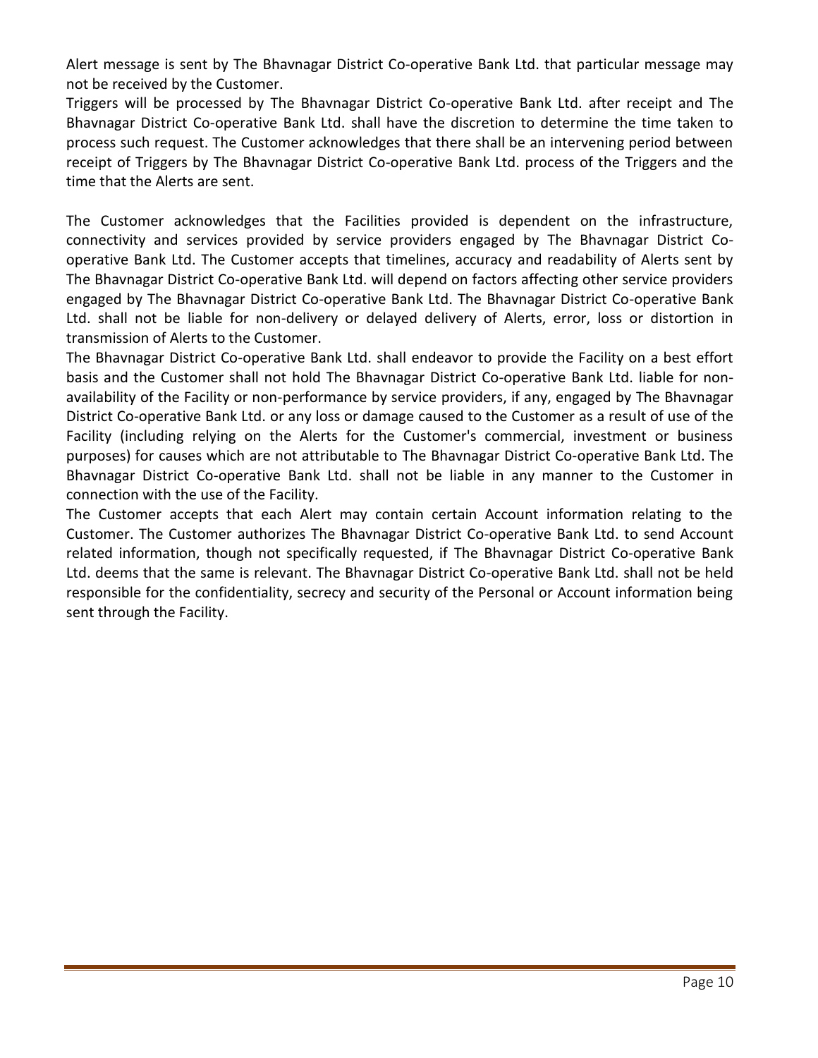Alert message is sent by The Bhavnagar District Co-operative Bank Ltd. that particular message may not be received by the Customer.

Triggers will be processed by The Bhavnagar District Co-operative Bank Ltd. after receipt and The Bhavnagar District Co-operative Bank Ltd. shall have the discretion to determine the time taken to process such request. The Customer acknowledges that there shall be an intervening period between receipt of Triggers by The Bhavnagar District Co-operative Bank Ltd. process of the Triggers and the time that the Alerts are sent.

The Customer acknowledges that the Facilities provided is dependent on the infrastructure, connectivity and services provided by service providers engaged by The Bhavnagar District Co-operative Bank Ltd. The Customer accepts that timelines, accuracy and readability of Alerts sent by The Bhavnagar District Co-operative Bank Ltd. will depend on factors affecting other service providers engaged by The Bhavnagar District Co-operative Bank Ltd. The Bhavnagar District Co-operative Bank Ltd. shall not be liable for non-delivery or delayed delivery of Alerts, error, loss or distortion in transmission of Alerts to the Customer.

The Bhavnagar District Co-operative Bank Ltd. shall endeavor to provide the Facility on a best effort basis and the Customer shall not hold The Bhavnagar District Co-operative Bank Ltd. liable for non-availability of the Facility or non-performance by service providers, if any, engaged by The Bhavnagar District Co-operative Bank Ltd. or any loss or damage caused to the Customer as a result of use of the Facility (including relying on the Alerts for the Customer's commercial, investment or business purposes) for causes which are not attributable to The Bhavnagar District Co-operative Bank Ltd. The Bhavnagar District Co-operative Bank Ltd. shall not be liable in any manner to the Customer in connection with the use of the Facility.

The Customer accepts that each Alert may contain certain Account information relating to the Customer. The Customer authorizes The Bhavnagar District Co-operative Bank Ltd. to send Account related information, though not specifically requested, if The Bhavnagar District Co-operative Bank Ltd. deems that the same is relevant. The Bhavnagar District Co-operative Bank Ltd. shall not be held responsible for the confidentiality, secrecy and security of the Personal or Account information being sent through the Facility.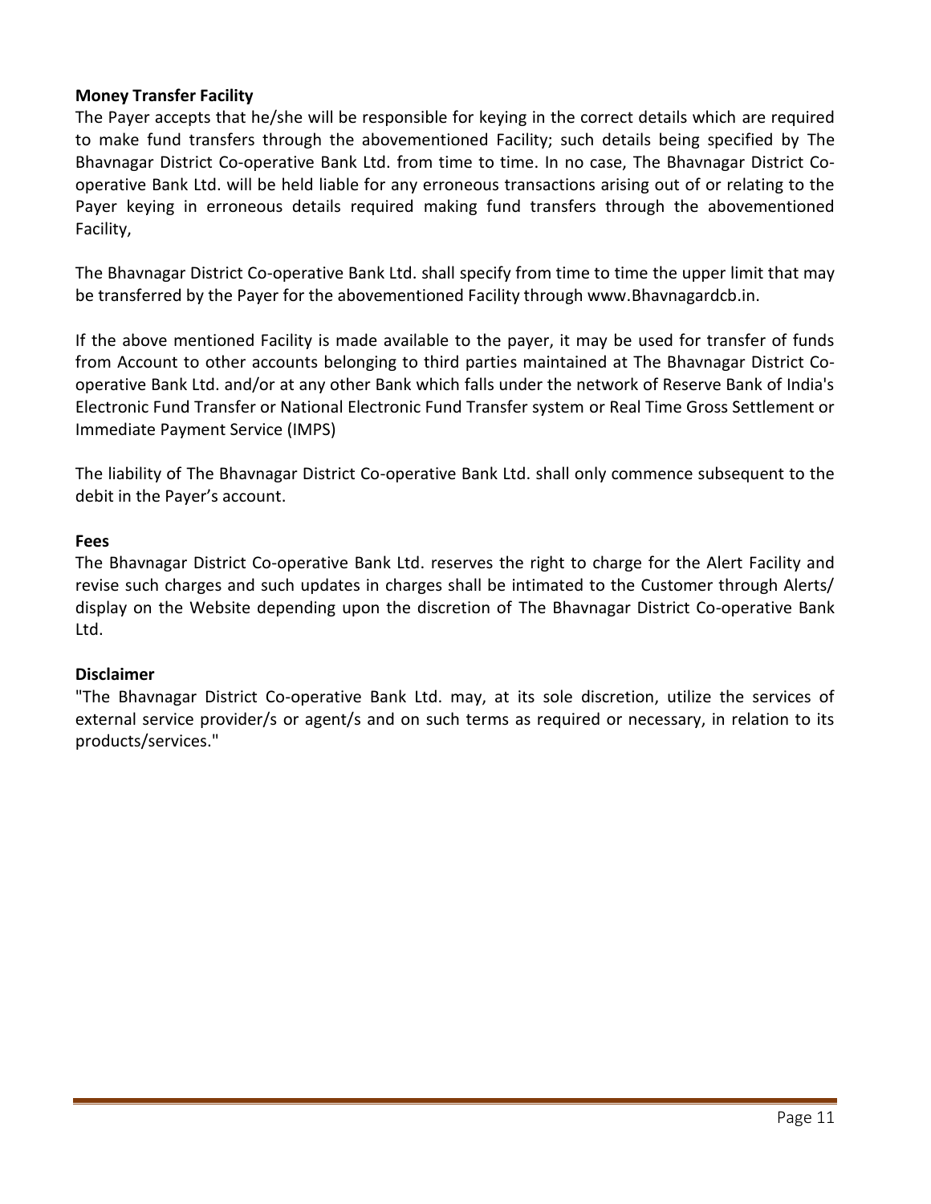**Money Transfer Facility**

The Payer accepts that he/she will be responsible for keying in the correct details which are required to make fund transfers through the abovementioned Facility; such details being specified by The Bhavnagar District Co-operative Bank Ltd. from time to time. In no case, The Bhavnagar District Co-operative Bank Ltd. will be held liable for any erroneous transactions arising out of or relating to the Payer keying in erroneous details required making fund transfers through the abovementioned Facility,

The Bhavnagar District Co-operative Bank Ltd. shall specify from time to time the upper limit that may be transferred by the Payer for the abovementioned Facility through www.Bhavnagardcb.in.

If the above mentioned Facility is made available to the payer, it may be used for transfer of funds from Account to other accounts belonging to third parties maintained at The Bhavnagar District Co-operative Bank Ltd. and/or at any other Bank which falls under the network of Reserve Bank of India's Electronic Fund Transfer or National Electronic Fund Transfer system or Real Time Gross Settlement or Immediate Payment Service (IMPS)

The liability of The Bhavnagar District Co-operative Bank Ltd. shall only commence subsequent to the debit in the Payer's account.

**Fees**

The Bhavnagar District Co-operative Bank Ltd. reserves the right to charge for the Alert Facility and revise such charges and such updates in charges shall be intimated to the Customer through Alerts/ display on the Website depending upon the discretion of The Bhavnagar District Co-operative Bank Ltd.

**Disclaimer**

"The Bhavnagar District Co-operative Bank Ltd. may, at its sole discretion, utilize the services of external service provider/s or agent/s and on such terms as required or necessary, in relation to its products/services."